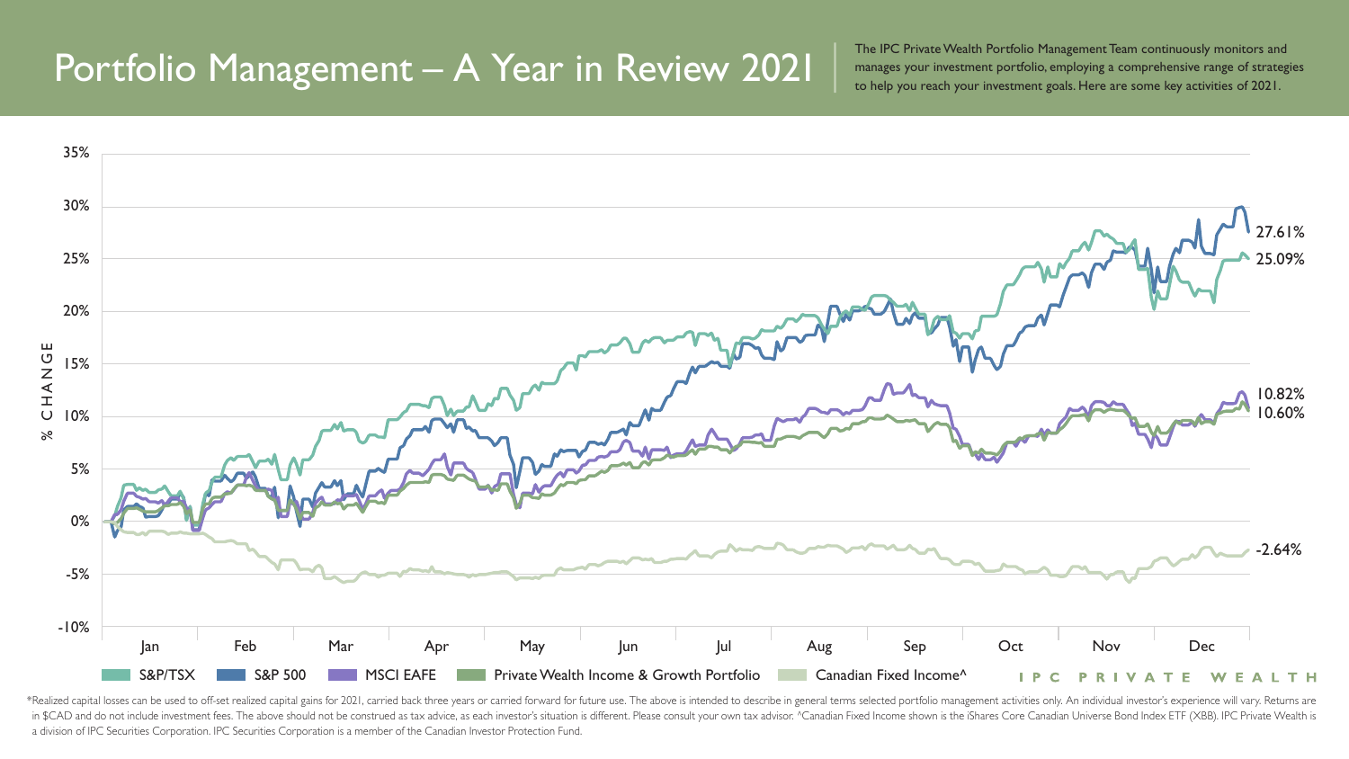# Portfolio Management – A Year in Review 2021

The IPC Private Wealth Portfolio Management Team continuously monitors and manages your investment portfolio, employing a comprehensive range of strategies to help you reach your investment goals. Here are some key activities of 2021.

% CHANGE

35%
30%
25%
20%
15%
10%
5%
0%
-5%
-10%

Jan Feb Mar Apr May Jun Jul Aug Sep Oct Nov Dec

27.61%
25.09%
10.82%
10.60%
-2.64%

S&P/TSX | S&P 500 | MSCI EAFE | Private Wealth Income & Growth Portfolio | Canadian Fixed Income^

IPC PRIVATE WEALTH

*Realized capital losses can be used to off-set realized capital gains for 2021, carried back three years or carried forward for future use. The above is intended to describe in general terms selected portfolio management activities only. An individual investor's experience will vary. Returns are in $CAD and do not include investment fees. The above should not be construed as tax advice, as each investor's situation is different. Please consult your own tax advisor. ^Canadian Fixed Income shown is the iShares Core Canadian Universe Bond Index ETF (XBB). IPC Private Wealth is a division of IPC Securities Corporation. IPC Securities Corporation is a member of the Canadian Investor Protection Fund.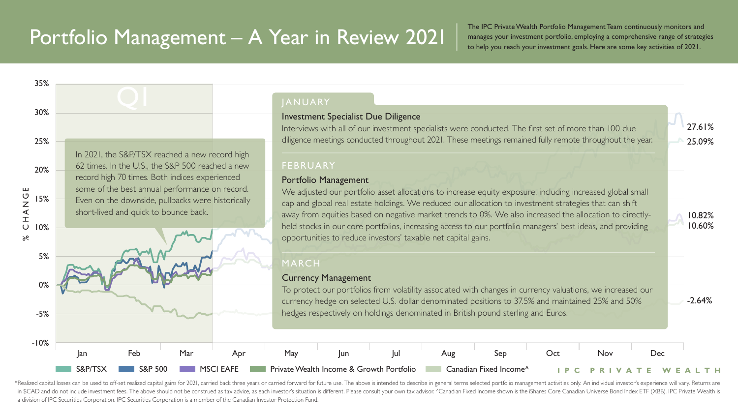# Portfolio Management – A Year in Review 2021

The IPC Private Wealth Portfolio Management Team continuously monitors and manages your investment portfolio, employing a comprehensive range of strategies to help you reach your investment goals. Here are some key activities of 2021.

## Q1

In 2021, the S&P/TSX reached a new record high 62 times. In the U.S., the S&P 500 reached a new record high 70 times. Both indices experienced some of the best annual performance on record. Even on the downside, pullbacks were historically short-lived and quick to bounce back.

### JANUARY

**Investment Specialist Due Diligence**

Interviews with all of our investment specialists were conducted. The first set of more than 100 due diligence meetings conducted throughout 2021. These meetings remained fully remote throughout the year.

### FEBRUARY

**Portfolio Management**

We adjusted our portfolio asset allocations to increase equity exposure, including increased global small cap and global real estate holdings. We reduced our allocation to investment strategies that can shift away from equities based on negative market trends to 0%. We also increased the allocation to directly-held stocks in our core portfolios, increasing access to our portfolio managers' best ideas, and providing opportunities to reduce investors' taxable net capital gains.

### MARCH

**Currency Management**

To protect our portfolios from volatility associated with changes in currency valuations, we increased our currency hedge on selected U.S. dollar denominated positions to 37.5% and maintained 25% and 50% hedges respectively on holdings denominated in British pound sterling and Euros.

% CHANGE (Jan–Dec): 27.61%, 25.09%, 10.82%, 10.60%, -2.64%

Legend: S&P/TSX, S&P 500, MSCI EAFE, Private Wealth Income & Growth Portfolio, Canadian Fixed Income^

IPC PRIVATE WEALTH

*Realized capital losses can be used to off-set realized capital gains for 2021, carried back three years or carried forward for future use. The above is intended to describe in general terms selected portfolio management activities only. An individual investor's experience will vary. Returns are in $CAD and do not include investment fees. The above should not be construed as tax advice, as each investor's situation is different. Please consult your own tax advisor. ^Canadian Fixed Income shown is the iShares Core Canadian Universe Bond Index ETF (XBB). IPC Private Wealth is a division of IPC Securities Corporation. IPC Securities Corporation is a member of the Canadian Investor Protection Fund.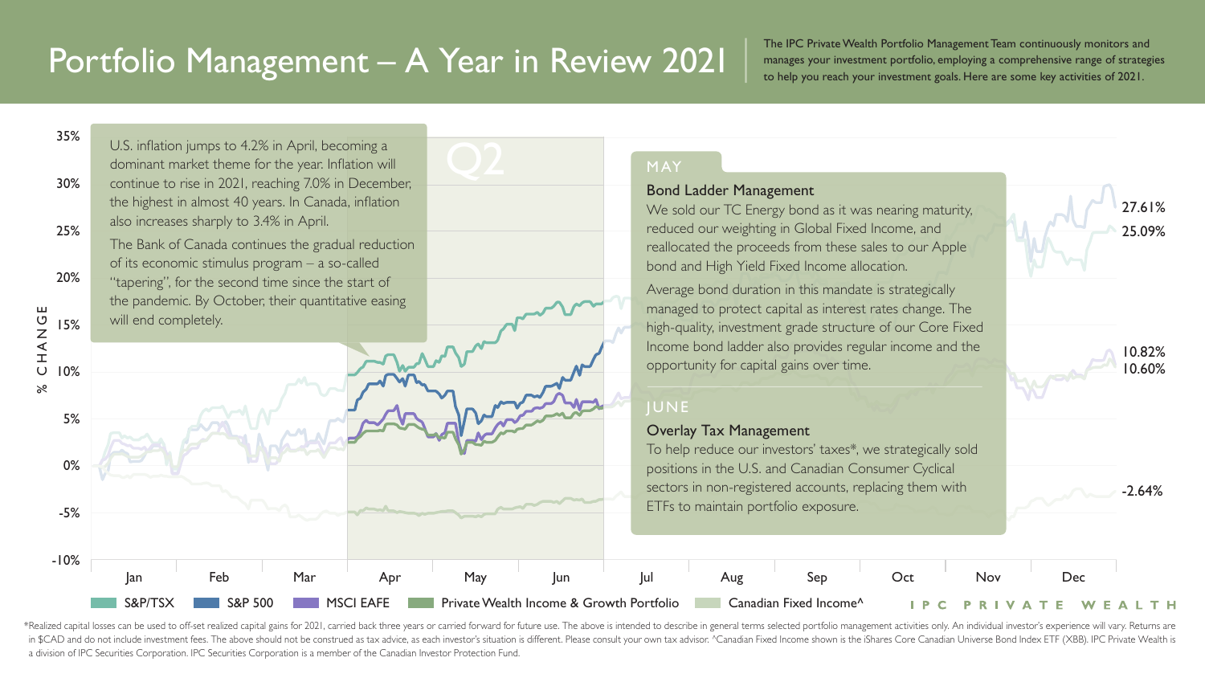# Portfolio Management – A Year in Review 2021

The IPC Private Wealth Portfolio Management Team continuously monitors and manages your investment portfolio, employing a comprehensive range of strategies to help you reach your investment goals. Here are some key activities of 2021.

## Q2

U.S. inflation jumps to 4.2% in April, becoming a dominant market theme for the year. Inflation will continue to rise in 2021, reaching 7.0% in December, the highest in almost 40 years. In Canada, inflation also increases sharply to 3.4% in April.

The Bank of Canada continues the gradual reduction of its economic stimulus program – a so-called "tapering", for the second time since the start of the pandemic. By October, their quantitative easing will end completely.

### MAY

**Bond Ladder Management**

We sold our TC Energy bond as it was nearing maturity, reduced our weighting in Global Fixed Income, and reallocated the proceeds from these sales to our Apple bond and High Yield Fixed Income allocation.

Average bond duration in this mandate is strategically managed to protect capital as interest rates change. The high-quality, investment grade structure of our Core Fixed Income bond ladder also provides regular income and the opportunity for capital gains over time.

### JUNE

**Overlay Tax Management**

To help reduce our investors' taxes*, we strategically sold positions in the U.S. and Canadian Consumer Cyclical sectors in non-registered accounts, replacing them with ETFs to maintain portfolio exposure.

% CHANGE: 35%, 30%, 25%, 20%, 15%, 10%, 5%, 0%, -5%, -10%

Jan, Feb, Mar, Apr, May, Jun, Jul, Aug, Sep, Oct, Nov, Dec

Year-end values: 27.61%, 25.09%, 10.82%, 10.60%, -2.64%

S&P/TSX | S&P 500 | MSCI EAFE | Private Wealth Income & Growth Portfolio | Canadian Fixed Income^

IPC PRIVATE WEALTH

*Realized capital losses can be used to off-set realized capital gains for 2021, carried back three years or carried forward for future use. The above is intended to describe in general terms selected portfolio management activities only. An individual investor's experience will vary. Returns are in $CAD and do not include investment fees. The above should not be construed as tax advice, as each investor's situation is different. Please consult your own tax advisor. ^Canadian Fixed Income shown is the iShares Core Canadian Universe Bond Index ETF (XBB). IPC Private Wealth is a division of IPC Securities Corporation. IPC Securities Corporation is a member of the Canadian Investor Protection Fund.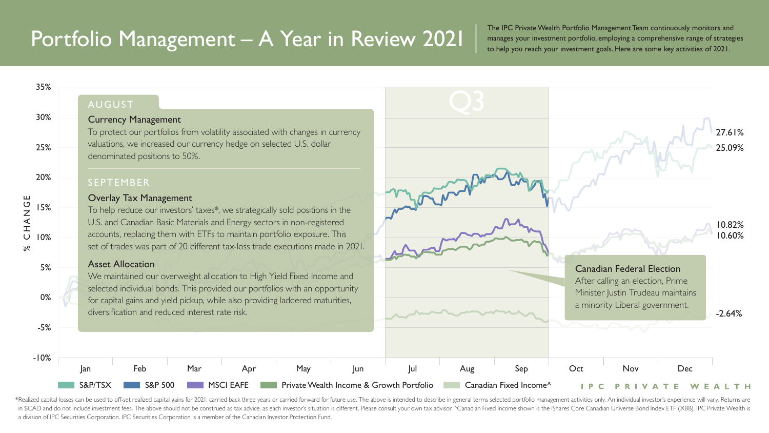# Portfolio Management – A Year in Review 2021

The IPC Private Wealth Portfolio Management Team continuously monitors and manages your investment portfolio, employing a comprehensive range of strategies to help you reach your investment goals. Here are some key activities of 2021.

## AUGUST

### Currency Management

To protect our portfolios from volatility associated with changes in currency valuations, we increased our currency hedge on selected U.S. dollar denominated positions to 50%.

## SEPTEMBER

### Overlay Tax Management

To help reduce our investors' taxes*, we strategically sold positions in the U.S. and Canadian Basic Materials and Energy sectors in non-registered accounts, replacing them with ETFs to maintain portfolio exposure. This set of trades was part of 20 different tax-loss trade executions made in 2021.

### Asset Allocation

We maintained our overweight allocation to High Yield Fixed Income and selected individual bonds. This provided our portfolios with an opportunity for capital gains and yield pickup, while also providing laddered maturities, diversification and reduced interest rate risk.

### Canadian Federal Election

After calling an election, Prime Minister Justin Trudeau maintains a minority Liberal government.

Q3

% CHANGE: 35%, 30%, 25%, 20%, 15%, 10%, 5%, 0%, -5%, -10%

Jan, Feb, Mar, Apr, May, Jun, Jul, Aug, Sep, Oct, Nov, Dec

27.61%, 25.09%, 10.82%, 10.60%, -2.64%

S&P/TSX | S&P 500 | MSCI EAFE | Private Wealth Income & Growth Portfolio | Canadian Fixed Income^

IPC PRIVATE WEALTH

*Realized capital losses can be used to off-set realized capital gains for 2021, carried back three years or carried forward for future use. The above is intended to describe in general terms selected portfolio management activities only. An individual investor's experience will vary. Returns are in $CAD and do not include investment fees. The above should not be construed as tax advice, as each investor's situation is different. Please consult your own tax advisor. ^Canadian Fixed Income shown is the iShares Core Canadian Universe Bond Index ETF (XBB). IPC Private Wealth is a division of IPC Securities Corporation. IPC Securities Corporation is a member of the Canadian Investor Protection Fund.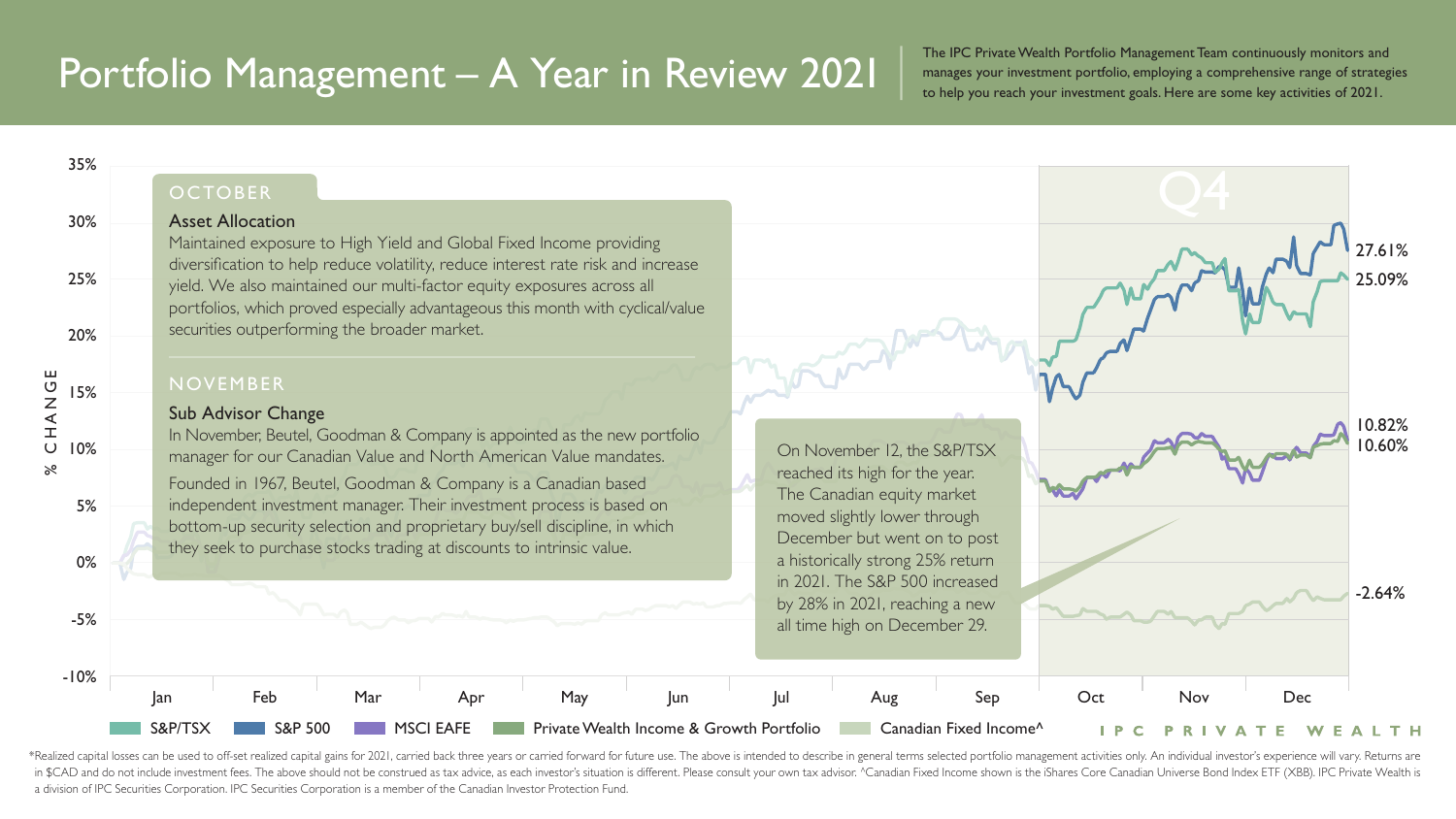# Portfolio Management – A Year in Review 2021

The IPC Private Wealth Portfolio Management Team continuously monitors and manages your investment portfolio, employing a comprehensive range of strategies to help you reach your investment goals. Here are some key activities of 2021.

## OCTOBER

### Asset Allocation

Maintained exposure to High Yield and Global Fixed Income providing diversification to help reduce volatility, reduce interest rate risk and increase yield. We also maintained our multi-factor equity exposures across all portfolios, which proved especially advantageous this month with cyclical/value securities outperforming the broader market.

## NOVEMBER

### Sub Advisor Change

In November, Beutel, Goodman & Company is appointed as the new portfolio manager for our Canadian Value and North American Value mandates.

Founded in 1967, Beutel, Goodman & Company is a Canadian based independent investment manager. Their investment process is based on bottom-up security selection and proprietary buy/sell discipline, in which they seek to purchase stocks trading at discounts to intrinsic value.

On November 12, the S&P/TSX reached its high for the year. The Canadian equity market moved slightly lower through December but went on to post a historically strong 25% return in 2021. The S&P 500 increased by 28% in 2021, reaching a new all time high on December 29.

Q4

35%
30%
25%
20%
15%
10%
5%
0%
-5%
-10%

% CHANGE

Jan Feb Mar Apr May Jun Jul Aug Sep Oct Nov Dec

27.61%
25.09%
10.82%
10.60%
-2.64%

S&P/TSX | S&P 500 | MSCI EAFE | Private Wealth Income & Growth Portfolio | Canadian Fixed Income^

IPC PRIVATE WEALTH

*Realized capital losses can be used to off-set realized capital gains for 2021, carried back three years or carried forward for future use. The above is intended to describe in general terms selected portfolio management activities only. An individual investor's experience will vary. Returns are in $CAD and do not include investment fees. The above should not be construed as tax advice, as each investor's situation is different. Please consult your own tax advisor. ^Canadian Fixed Income shown is the iShares Core Canadian Universe Bond Index ETF (XBB). IPC Private Wealth is a division of IPC Securities Corporation. IPC Securities Corporation is a member of the Canadian Investor Protection Fund.